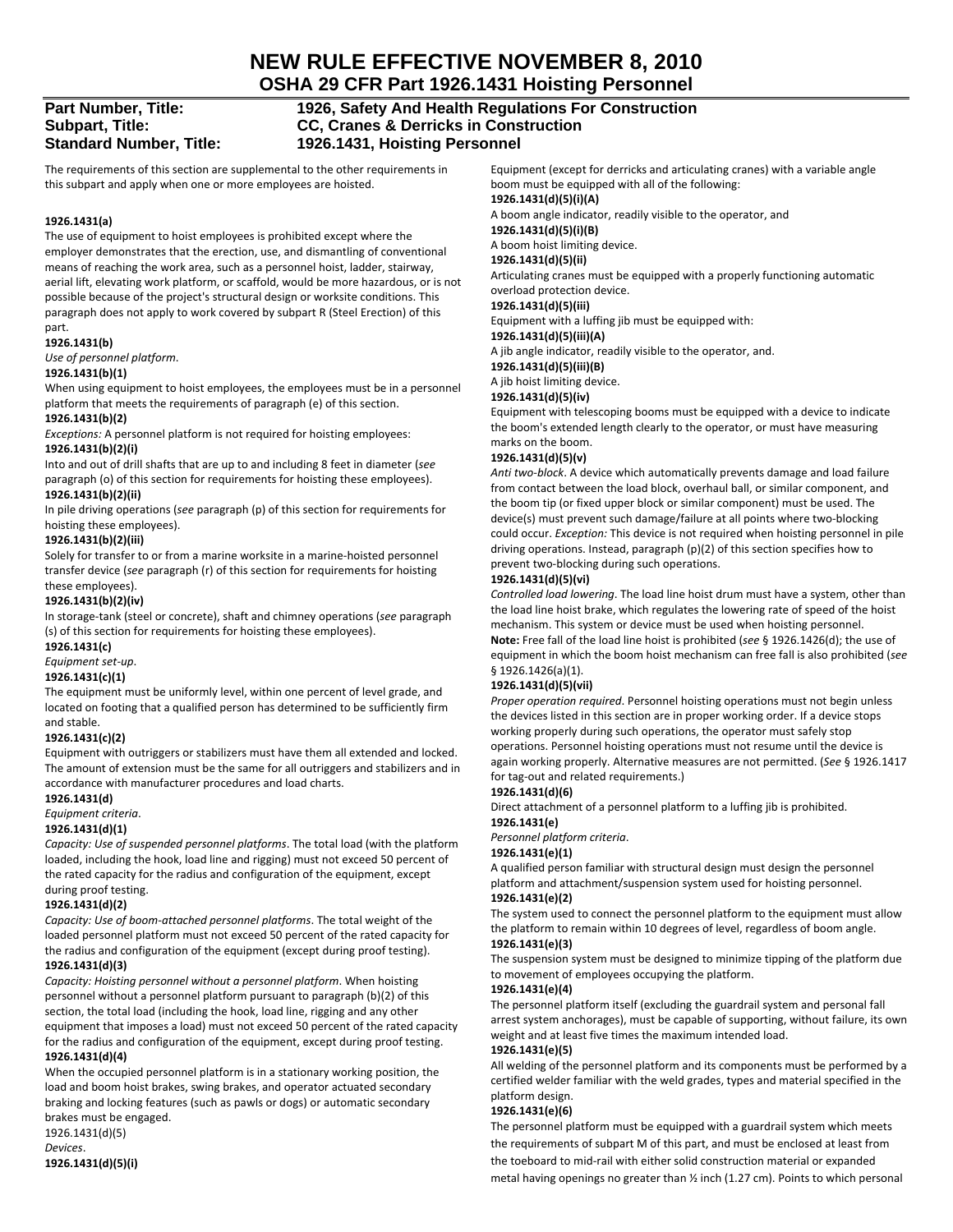# NEW RULE EFFECTIVE NOVEMBER 8, 2010

## OSHA 29 CFR Part 1926.1431 Hoisting Personnel

**Part Number, Title:** 1926, Safety And Health Regulations For Construction
**Subpart, Title:** CC, Cranes & Derricks in Construction
**Standard Number, Title:** 1926.1431, Hoisting Personnel

The requirements of this section are supplemental to the other requirements in this subpart and apply when one or more employees are hoisted.

**1926.1431(a)**
The use of equipment to hoist employees is prohibited except where the employer demonstrates that the erection, use, and dismantling of conventional means of reaching the work area, such as a personnel hoist, ladder, stairway, aerial lift, elevating work platform, or scaffold, would be more hazardous, or is not possible because of the project's structural design or worksite conditions. This paragraph does not apply to work covered by subpart R (Steel Erection) of this part.

**1926.1431(b)**
*Use of personnel platform*.

**1926.1431(b)(1)**
When using equipment to hoist employees, the employees must be in a personnel platform that meets the requirements of paragraph (e) of this section.

**1926.1431(b)(2)**
*Exceptions:* A personnel platform is not required for hoisting employees:

**1926.1431(b)(2)(i)**
Into and out of drill shafts that are up to and including 8 feet in diameter (*see* paragraph (o) of this section for requirements for hoisting these employees).

**1926.1431(b)(2)(ii)**
In pile driving operations (*see* paragraph (p) of this section for requirements for hoisting these employees).

**1926.1431(b)(2)(iii)**
Solely for transfer to or from a marine worksite in a marine-hoisted personnel transfer device (*see* paragraph (r) of this section for requirements for hoisting these employees).

**1926.1431(b)(2)(iv)**
In storage-tank (steel or concrete), shaft and chimney operations (*see* paragraph (s) of this section for requirements for hoisting these employees).

**1926.1431(c)**
*Equipment set-up*.

**1926.1431(c)(1)**
The equipment must be uniformly level, within one percent of level grade, and located on footing that a qualified person has determined to be sufficiently firm and stable.

**1926.1431(c)(2)**
Equipment with outriggers or stabilizers must have them all extended and locked. The amount of extension must be the same for all outriggers and stabilizers and in accordance with manufacturer procedures and load charts.

**1926.1431(d)**
*Equipment criteria*.

**1926.1431(d)(1)**
*Capacity: Use of suspended personnel platforms*. The total load (with the platform loaded, including the hook, load line and rigging) must not exceed 50 percent of the rated capacity for the radius and configuration of the equipment, except during proof testing.

**1926.1431(d)(2)**
*Capacity: Use of boom-attached personnel platforms*. The total weight of the loaded personnel platform must not exceed 50 percent of the rated capacity for the radius and configuration of the equipment (except during proof testing).

**1926.1431(d)(3)**
*Capacity: Hoisting personnel without a personnel platform*. When hoisting personnel without a personnel platform pursuant to paragraph (b)(2) of this section, the total load (including the hook, load line, rigging and any other equipment that imposes a load) must not exceed 50 percent of the rated capacity for the radius and configuration of the equipment, except during proof testing.

**1926.1431(d)(4)**
When the occupied personnel platform is in a stationary working position, the load and boom hoist brakes, swing brakes, and operator actuated secondary braking and locking features (such as pawls or dogs) or automatic secondary brakes must be engaged.

1926.1431(d)(5)
*Devices*.

**1926.1431(d)(5)(i)**
Equipment (except for derricks and articulating cranes) with a variable angle boom must be equipped with all of the following:

**1926.1431(d)(5)(i)(A)**
A boom angle indicator, readily visible to the operator, and

**1926.1431(d)(5)(i)(B)**
A boom hoist limiting device.

**1926.1431(d)(5)(ii)**
Articulating cranes must be equipped with a properly functioning automatic overload protection device.

**1926.1431(d)(5)(iii)**
Equipment with a luffing jib must be equipped with:

**1926.1431(d)(5)(iii)(A)**
A jib angle indicator, readily visible to the operator, and.

**1926.1431(d)(5)(iii)(B)**
A jib hoist limiting device.

**1926.1431(d)(5)(iv)**
Equipment with telescoping booms must be equipped with a device to indicate the boom's extended length clearly to the operator, or must have measuring marks on the boom.

**1926.1431(d)(5)(v)**
*Anti two-block*. A device which automatically prevents damage and load failure from contact between the load block, overhaul ball, or similar component, and the boom tip (or fixed upper block or similar component) must be used. The device(s) must prevent such damage/failure at all points where two-blocking could occur. *Exception:* This device is not required when hoisting personnel in pile driving operations. Instead, paragraph (p)(2) of this section specifies how to prevent two-blocking during such operations.

**1926.1431(d)(5)(vi)**
*Controlled load lowering*. The load line hoist drum must have a system, other than the load line hoist brake, which regulates the lowering rate of speed of the hoist mechanism. This system or device must be used when hoisting personnel.
**Note:** Free fall of the load line hoist is prohibited (*see* § 1926.1426(d); the use of equipment in which the boom hoist mechanism can free fall is also prohibited (*see* § 1926.1426(a)(1).

**1926.1431(d)(5)(vii)**
*Proper operation required*. Personnel hoisting operations must not begin unless the devices listed in this section are in proper working order. If a device stops working properly during such operations, the operator must safely stop operations. Personnel hoisting operations must not resume until the device is again working properly. Alternative measures are not permitted. (*See* § 1926.1417 for tag-out and related requirements.)

**1926.1431(d)(6)**
Direct attachment of a personnel platform to a luffing jib is prohibited.

**1926.1431(e)**
*Personnel platform criteria*.

**1926.1431(e)(1)**
A qualified person familiar with structural design must design the personnel platform and attachment/suspension system used for hoisting personnel.

**1926.1431(e)(2)**
The system used to connect the personnel platform to the equipment must allow the platform to remain within 10 degrees of level, regardless of boom angle.

**1926.1431(e)(3)**
The suspension system must be designed to minimize tipping of the platform due to movement of employees occupying the platform.

**1926.1431(e)(4)**
The personnel platform itself (excluding the guardrail system and personal fall arrest system anchorages), must be capable of supporting, without failure, its own weight and at least five times the maximum intended load.

**1926.1431(e)(5)**
All welding of the personnel platform and its components must be performed by a certified welder familiar with the weld grades, types and material specified in the platform design.

**1926.1431(e)(6)**
The personnel platform must be equipped with a guardrail system which meets the requirements of subpart M of this part, and must be enclosed at least from the toeboard to mid-rail with either solid construction material or expanded metal having openings no greater than ½ inch (1.27 cm). Points to which personal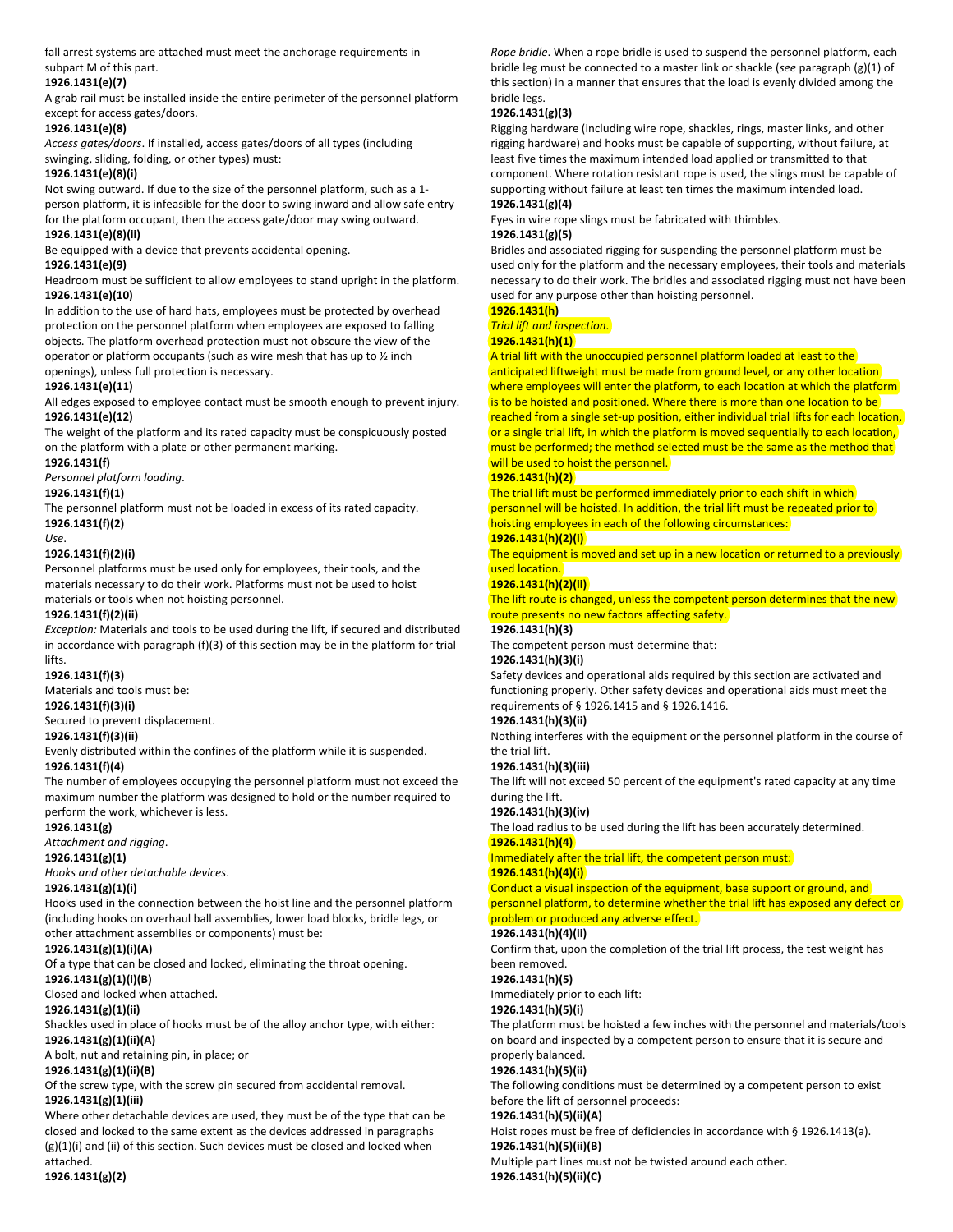fall arrest systems are attached must meet the anchorage requirements in subpart M of this part.

**1926.1431(e)(7)**

A grab rail must be installed inside the entire perimeter of the personnel platform except for access gates/doors.

**1926.1431(e)(8)**

*Access gates/doors*. If installed, access gates/doors of all types (including swinging, sliding, folding, or other types) must:

**1926.1431(e)(8)(i)**

Not swing outward. If due to the size of the personnel platform, such as a 1-person platform, it is infeasible for the door to swing inward and allow safe entry for the platform occupant, then the access gate/door may swing outward.

**1926.1431(e)(8)(ii)**

Be equipped with a device that prevents accidental opening.

**1926.1431(e)(9)**

Headroom must be sufficient to allow employees to stand upright in the platform.

**1926.1431(e)(10)**

In addition to the use of hard hats, employees must be protected by overhead protection on the personnel platform when employees are exposed to falling objects. The platform overhead protection must not obscure the view of the operator or platform occupants (such as wire mesh that has up to ½ inch openings), unless full protection is necessary.

**1926.1431(e)(11)**

All edges exposed to employee contact must be smooth enough to prevent injury.

**1926.1431(e)(12)**

The weight of the platform and its rated capacity must be conspicuously posted on the platform with a plate or other permanent marking.

**1926.1431(f)**

*Personnel platform loading*.

**1926.1431(f)(1)**

The personnel platform must not be loaded in excess of its rated capacity.

**1926.1431(f)(2)**

*Use*.

**1926.1431(f)(2)(i)**

Personnel platforms must be used only for employees, their tools, and the materials necessary to do their work. Platforms must not be used to hoist materials or tools when not hoisting personnel.

**1926.1431(f)(2)(ii)**

*Exception:* Materials and tools to be used during the lift, if secured and distributed in accordance with paragraph (f)(3) of this section may be in the platform for trial lifts.

**1926.1431(f)(3)**

Materials and tools must be:

**1926.1431(f)(3)(i)**

Secured to prevent displacement.

**1926.1431(f)(3)(ii)**

Evenly distributed within the confines of the platform while it is suspended.

**1926.1431(f)(4)**

The number of employees occupying the personnel platform must not exceed the maximum number the platform was designed to hold or the number required to perform the work, whichever is less.

**1926.1431(g)**

*Attachment and rigging*.

**1926.1431(g)(1)**

*Hooks and other detachable devices*.

**1926.1431(g)(1)(i)**

Hooks used in the connection between the hoist line and the personnel platform (including hooks on overhaul ball assemblies, lower load blocks, bridle legs, or other attachment assemblies or components) must be:

**1926.1431(g)(1)(i)(A)**

Of a type that can be closed and locked, eliminating the throat opening.

**1926.1431(g)(1)(i)(B)**

Closed and locked when attached.

**1926.1431(g)(1)(ii)**

Shackles used in place of hooks must be of the alloy anchor type, with either:

**1926.1431(g)(1)(ii)(A)**

A bolt, nut and retaining pin, in place; or

**1926.1431(g)(1)(ii)(B)**

Of the screw type, with the screw pin secured from accidental removal.

**1926.1431(g)(1)(iii)**

Where other detachable devices are used, they must be of the type that can be closed and locked to the same extent as the devices addressed in paragraphs (g)(1)(i) and (ii) of this section. Such devices must be closed and locked when attached.

**1926.1431(g)(2)**

*Rope bridle*. When a rope bridle is used to suspend the personnel platform, each bridle leg must be connected to a master link or shackle (*see* paragraph (g)(1) of this section) in a manner that ensures that the load is evenly divided among the bridle legs.

**1926.1431(g)(3)**

Rigging hardware (including wire rope, shackles, rings, master links, and other rigging hardware) and hooks must be capable of supporting, without failure, at least five times the maximum intended load applied or transmitted to that component. Where rotation resistant rope is used, the slings must be capable of supporting without failure at least ten times the maximum intended load.

**1926.1431(g)(4)**

Eyes in wire rope slings must be fabricated with thimbles.

**1926.1431(g)(5)**

Bridles and associated rigging for suspending the personnel platform must be used only for the platform and the necessary employees, their tools and materials necessary to do their work. The bridles and associated rigging must not have been used for any purpose other than hoisting personnel.

**1926.1431(h)**

*Trial lift and inspection*.

**1926.1431(h)(1)**

A trial lift with the unoccupied personnel platform loaded at least to the anticipated liftweight must be made from ground level, or any other location where employees will enter the platform, to each location at which the platform is to be hoisted and positioned. Where there is more than one location to be reached from a single set-up position, either individual trial lifts for each location, or a single trial lift, in which the platform is moved sequentially to each location, must be performed; the method selected must be the same as the method that will be used to hoist the personnel.

**1926.1431(h)(2)**

The trial lift must be performed immediately prior to each shift in which personnel will be hoisted. In addition, the trial lift must be repeated prior to hoisting employees in each of the following circumstances:

**1926.1431(h)(2)(i)**

The equipment is moved and set up in a new location or returned to a previously used location.

**1926.1431(h)(2)(ii)**

The lift route is changed, unless the competent person determines that the new route presents no new factors affecting safety.

**1926.1431(h)(3)**

The competent person must determine that:

**1926.1431(h)(3)(i)**

Safety devices and operational aids required by this section are activated and functioning properly. Other safety devices and operational aids must meet the requirements of § 1926.1415 and § 1926.1416.

**1926.1431(h)(3)(ii)**

Nothing interferes with the equipment or the personnel platform in the course of the trial lift.

**1926.1431(h)(3)(iii)**

The lift will not exceed 50 percent of the equipment's rated capacity at any time during the lift.

**1926.1431(h)(3)(iv)**

The load radius to be used during the lift has been accurately determined.

**1926.1431(h)(4)**

Immediately after the trial lift, the competent person must:

**1926.1431(h)(4)(i)**

Conduct a visual inspection of the equipment, base support or ground, and personnel platform, to determine whether the trial lift has exposed any defect or problem or produced any adverse effect.

**1926.1431(h)(4)(ii)**

Confirm that, upon the completion of the trial lift process, the test weight has been removed.

**1926.1431(h)(5)**

Immediately prior to each lift:

**1926.1431(h)(5)(i)**

The platform must be hoisted a few inches with the personnel and materials/tools on board and inspected by a competent person to ensure that it is secure and properly balanced.

**1926.1431(h)(5)(ii)**

The following conditions must be determined by a competent person to exist before the lift of personnel proceeds:

**1926.1431(h)(5)(ii)(A)**

Hoist ropes must be free of deficiencies in accordance with § 1926.1413(a).

**1926.1431(h)(5)(ii)(B)**

Multiple part lines must not be twisted around each other.

**1926.1431(h)(5)(ii)(C)**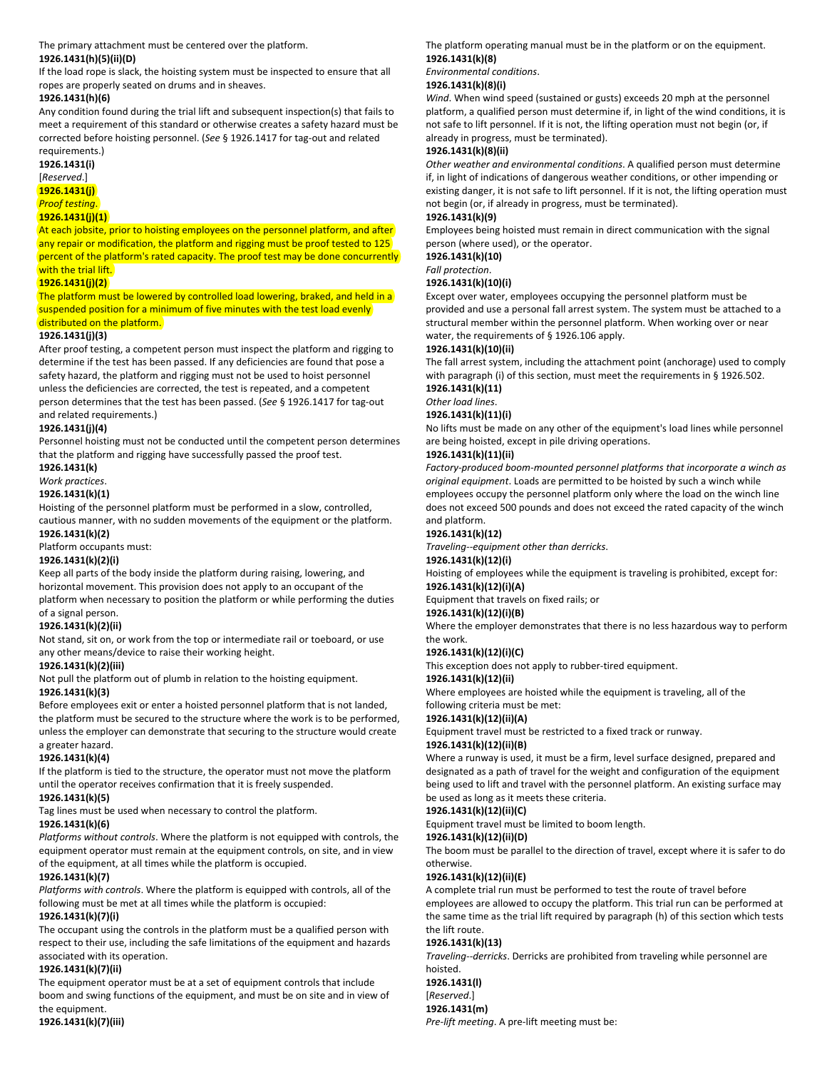The primary attachment must be centered over the platform.

**1926.1431(h)(5)(ii)(D)**

If the load rope is slack, the hoisting system must be inspected to ensure that all ropes are properly seated on drums and in sheaves.

**1926.1431(h)(6)**

Any condition found during the trial lift and subsequent inspection(s) that fails to meet a requirement of this standard or otherwise creates a safety hazard must be corrected before hoisting personnel. (*See* § 1926.1417 for tag-out and related requirements.)

**1926.1431(i)**

[*Reserved*.]

**1926.1431(j)**

*Proof testing*.

**1926.1431(j)(1)**

At each jobsite, prior to hoisting employees on the personnel platform, and after any repair or modification, the platform and rigging must be proof tested to 125 percent of the platform's rated capacity. The proof test may be done concurrently with the trial lift.

**1926.1431(j)(2)**

The platform must be lowered by controlled load lowering, braked, and held in a suspended position for a minimum of five minutes with the test load evenly distributed on the platform.

**1926.1431(j)(3)**

After proof testing, a competent person must inspect the platform and rigging to determine if the test has been passed. If any deficiencies are found that pose a safety hazard, the platform and rigging must not be used to hoist personnel unless the deficiencies are corrected, the test is repeated, and a competent person determines that the test has been passed. (*See* § 1926.1417 for tag-out and related requirements.)

**1926.1431(j)(4)**

Personnel hoisting must not be conducted until the competent person determines that the platform and rigging have successfully passed the proof test.

**1926.1431(k)**

*Work practices*.

**1926.1431(k)(1)**

Hoisting of the personnel platform must be performed in a slow, controlled, cautious manner, with no sudden movements of the equipment or the platform.

**1926.1431(k)(2)**

Platform occupants must:

**1926.1431(k)(2)(i)**

Keep all parts of the body inside the platform during raising, lowering, and horizontal movement. This provision does not apply to an occupant of the platform when necessary to position the platform or while performing the duties of a signal person.

**1926.1431(k)(2)(ii)**

Not stand, sit on, or work from the top or intermediate rail or toeboard, or use any other means/device to raise their working height.

**1926.1431(k)(2)(iii)**

Not pull the platform out of plumb in relation to the hoisting equipment.

**1926.1431(k)(3)**

Before employees exit or enter a hoisted personnel platform that is not landed, the platform must be secured to the structure where the work is to be performed, unless the employer can demonstrate that securing to the structure would create a greater hazard.

**1926.1431(k)(4)**

If the platform is tied to the structure, the operator must not move the platform until the operator receives confirmation that it is freely suspended.

**1926.1431(k)(5)**

Tag lines must be used when necessary to control the platform.

**1926.1431(k)(6)**

*Platforms without controls*. Where the platform is not equipped with controls, the equipment operator must remain at the equipment controls, on site, and in view of the equipment, at all times while the platform is occupied.

**1926.1431(k)(7)**

*Platforms with controls*. Where the platform is equipped with controls, all of the following must be met at all times while the platform is occupied:

**1926.1431(k)(7)(i)**

The occupant using the controls in the platform must be a qualified person with respect to their use, including the safe limitations of the equipment and hazards associated with its operation.

**1926.1431(k)(7)(ii)**

The equipment operator must be at a set of equipment controls that include boom and swing functions of the equipment, and must be on site and in view of the equipment.

**1926.1431(k)(7)(iii)**

The platform operating manual must be in the platform or on the equipment.

**1926.1431(k)(8)**

*Environmental conditions*.

**1926.1431(k)(8)(i)**

*Wind*. When wind speed (sustained or gusts) exceeds 20 mph at the personnel platform, a qualified person must determine if, in light of the wind conditions, it is not safe to lift personnel. If it is not, the lifting operation must not begin (or, if already in progress, must be terminated).

**1926.1431(k)(8)(ii)**

*Other weather and environmental conditions*. A qualified person must determine if, in light of indications of dangerous weather conditions, or other impending or existing danger, it is not safe to lift personnel. If it is not, the lifting operation must not begin (or, if already in progress, must be terminated).

**1926.1431(k)(9)**

Employees being hoisted must remain in direct communication with the signal person (where used), or the operator.

**1926.1431(k)(10)**

*Fall protection*.

**1926.1431(k)(10)(i)**

Except over water, employees occupying the personnel platform must be provided and use a personal fall arrest system. The system must be attached to a structural member within the personnel platform. When working over or near water, the requirements of § 1926.106 apply.

**1926.1431(k)(10)(ii)**

The fall arrest system, including the attachment point (anchorage) used to comply with paragraph (i) of this section, must meet the requirements in § 1926.502.

**1926.1431(k)(11)**

*Other load lines*.

**1926.1431(k)(11)(i)**

No lifts must be made on any other of the equipment's load lines while personnel are being hoisted, except in pile driving operations.

**1926.1431(k)(11)(ii)**

*Factory-produced boom-mounted personnel platforms that incorporate a winch as original equipment*. Loads are permitted to be hoisted by such a winch while employees occupy the personnel platform only where the load on the winch line does not exceed 500 pounds and does not exceed the rated capacity of the winch and platform.

**1926.1431(k)(12)**

*Traveling--equipment other than derricks*.

**1926.1431(k)(12)(i)**

Hoisting of employees while the equipment is traveling is prohibited, except for:

**1926.1431(k)(12)(i)(A)**

Equipment that travels on fixed rails; or

**1926.1431(k)(12)(i)(B)**

Where the employer demonstrates that there is no less hazardous way to perform the work.

**1926.1431(k)(12)(i)(C)**

This exception does not apply to rubber-tired equipment.

**1926.1431(k)(12)(ii)**

Where employees are hoisted while the equipment is traveling, all of the following criteria must be met:

**1926.1431(k)(12)(ii)(A)**

Equipment travel must be restricted to a fixed track or runway.

**1926.1431(k)(12)(ii)(B)**

Where a runway is used, it must be a firm, level surface designed, prepared and designated as a path of travel for the weight and configuration of the equipment being used to lift and travel with the personnel platform. An existing surface may be used as long as it meets these criteria.

**1926.1431(k)(12)(ii)(C)**

Equipment travel must be limited to boom length.

**1926.1431(k)(12)(ii)(D)**

The boom must be parallel to the direction of travel, except where it is safer to do otherwise.

**1926.1431(k)(12)(ii)(E)**

A complete trial run must be performed to test the route of travel before employees are allowed to occupy the platform. This trial run can be performed at the same time as the trial lift required by paragraph (h) of this section which tests the lift route.

**1926.1431(k)(13)**

*Traveling--derricks*. Derricks are prohibited from traveling while personnel are hoisted.

**1926.1431(l)**

[*Reserved*.]

**1926.1431(m)**

*Pre-lift meeting*. A pre-lift meeting must be: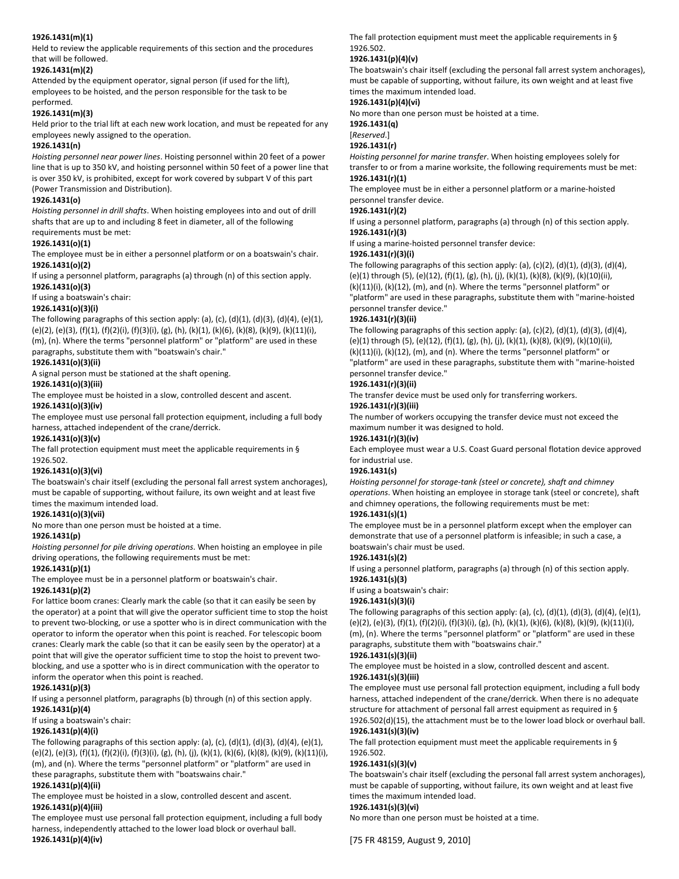**1926.1431(m)(1)**

Held to review the applicable requirements of this section and the procedures that will be followed.

**1926.1431(m)(2)**

Attended by the equipment operator, signal person (if used for the lift), employees to be hoisted, and the person responsible for the task to be performed.

**1926.1431(m)(3)**

Held prior to the trial lift at each new work location, and must be repeated for any employees newly assigned to the operation.

**1926.1431(n)**

*Hoisting personnel near power lines*. Hoisting personnel within 20 feet of a power line that is up to 350 kV, and hoisting personnel within 50 feet of a power line that is over 350 kV, is prohibited, except for work covered by subpart V of this part (Power Transmission and Distribution).

**1926.1431(o)**

*Hoisting personnel in drill shafts*. When hoisting employees into and out of drill shafts that are up to and including 8 feet in diameter, all of the following requirements must be met:

**1926.1431(o)(1)**

The employee must be in either a personnel platform or on a boatswain's chair.

**1926.1431(o)(2)**

If using a personnel platform, paragraphs (a) through (n) of this section apply.

**1926.1431(o)(3)**

If using a boatswain's chair:

**1926.1431(o)(3)(i)**

The following paragraphs of this section apply: (a), (c), (d)(1), (d)(3), (d)(4), (e)(1), (e)(2), (e)(3), (f)(1), (f)(2)(i), (f)(3)(i), (g), (h), (k)(1), (k)(6), (k)(8), (k)(9), (k)(11)(i), (m), (n). Where the terms "personnel platform" or "platform" are used in these paragraphs, substitute them with "boatswain's chair."

**1926.1431(o)(3)(ii)**

A signal person must be stationed at the shaft opening.

**1926.1431(o)(3)(iii)**

The employee must be hoisted in a slow, controlled descent and ascent.

**1926.1431(o)(3)(iv)**

The employee must use personal fall protection equipment, including a full body harness, attached independent of the crane/derrick.

**1926.1431(o)(3)(v)**

The fall protection equipment must meet the applicable requirements in § 1926.502.

**1926.1431(o)(3)(vi)**

The boatswain's chair itself (excluding the personal fall arrest system anchorages), must be capable of supporting, without failure, its own weight and at least five times the maximum intended load.

**1926.1431(o)(3)(vii)**

No more than one person must be hoisted at a time.

**1926.1431(p)**

*Hoisting personnel for pile driving operations*. When hoisting an employee in pile driving operations, the following requirements must be met:

**1926.1431(p)(1)**

The employee must be in a personnel platform or boatswain's chair.

**1926.1431(p)(2)**

For lattice boom cranes: Clearly mark the cable (so that it can easily be seen by the operator) at a point that will give the operator sufficient time to stop the hoist to prevent two-blocking, or use a spotter who is in direct communication with the operator to inform the operator when this point is reached. For telescopic boom cranes: Clearly mark the cable (so that it can be easily seen by the operator) at a point that will give the operator sufficient time to stop the hoist to prevent two-blocking, and use a spotter who is in direct communication with the operator to inform the operator when this point is reached.

**1926.1431(p)(3)**

If using a personnel platform, paragraphs (b) through (n) of this section apply.

**1926.1431(p)(4)**

If using a boatswain's chair:

**1926.1431(p)(4)(i)**

The following paragraphs of this section apply: (a), (c), (d)(1), (d)(3), (d)(4), (e)(1), (e)(2), (e)(3), (f)(1), (f)(2)(i), (f)(3)(i), (g), (h), (j), (k)(1), (k)(6), (k)(8), (k)(9), (k)(11)(i), (m), and (n). Where the terms "personnel platform" or "platform" are used in these paragraphs, substitute them with "boatswains chair."

**1926.1431(p)(4)(ii)**

The employee must be hoisted in a slow, controlled descent and ascent.

**1926.1431(p)(4)(iii)**

The employee must use personal fall protection equipment, including a full body harness, independently attached to the lower load block or overhaul ball.

**1926.1431(p)(4)(iv)**

The fall protection equipment must meet the applicable requirements in § 1926.502.

**1926.1431(p)(4)(v)**

The boatswain's chair itself (excluding the personal fall arrest system anchorages), must be capable of supporting, without failure, its own weight and at least five times the maximum intended load.

**1926.1431(p)(4)(vi)**

No more than one person must be hoisted at a time.

**1926.1431(q)**

[*Reserved*.]

**1926.1431(r)**

*Hoisting personnel for marine transfer*. When hoisting employees solely for transfer to or from a marine worksite, the following requirements must be met:

**1926.1431(r)(1)**

The employee must be in either a personnel platform or a marine-hoisted personnel transfer device.

**1926.1431(r)(2)**

If using a personnel platform, paragraphs (a) through (n) of this section apply.

**1926.1431(r)(3)**

If using a marine-hoisted personnel transfer device:

**1926.1431(r)(3)(i)**

The following paragraphs of this section apply: (a), (c)(2), (d)(1), (d)(3), (d)(4), (e)(1) through (5), (e)(12), (f)(1), (g), (h), (j), (k)(1), (k)(8), (k)(9), (k)(10)(ii), (k)(11)(i), (k)(12), (m), and (n). Where the terms "personnel platform" or "platform" are used in these paragraphs, substitute them with "marine-hoisted personnel transfer device."

**1926.1431(r)(3)(ii)**

The following paragraphs of this section apply: (a), (c)(2), (d)(1), (d)(3), (d)(4), (e)(1) through (5), (e)(12), (f)(1), (g), (h), (j), (k)(1), (k)(8), (k)(9), (k)(10)(ii), (k)(11)(i), (k)(12), (m), and (n). Where the terms "personnel platform" or "platform" are used in these paragraphs, substitute them with "marine-hoisted personnel transfer device."

**1926.1431(r)(3)(ii)**

The transfer device must be used only for transferring workers.

**1926.1431(r)(3)(iii)**

The number of workers occupying the transfer device must not exceed the maximum number it was designed to hold.

**1926.1431(r)(3)(iv)**

Each employee must wear a U.S. Coast Guard personal flotation device approved for industrial use.

**1926.1431(s)**

*Hoisting personnel for storage-tank (steel or concrete), shaft and chimney operations*. When hoisting an employee in storage tank (steel or concrete), shaft and chimney operations, the following requirements must be met:

**1926.1431(s)(1)**

The employee must be in a personnel platform except when the employer can demonstrate that use of a personnel platform is infeasible; in such a case, a boatswain's chair must be used.

**1926.1431(s)(2)**

If using a personnel platform, paragraphs (a) through (n) of this section apply.

**1926.1431(s)(3)**

If using a boatswain's chair:

**1926.1431(s)(3)(i)**

The following paragraphs of this section apply: (a), (c), (d)(1), (d)(3), (d)(4), (e)(1), (e)(2), (e)(3), (f)(1), (f)(2)(i), (f)(3)(i), (g), (h), (k)(1), (k)(6), (k)(8), (k)(9), (k)(11)(i), (m), (n). Where the terms "personnel platform" or "platform" are used in these paragraphs, substitute them with "boatswains chair."

**1926.1431(s)(3)(ii)**

The employee must be hoisted in a slow, controlled descent and ascent.

**1926.1431(s)(3)(iii)**

The employee must use personal fall protection equipment, including a full body harness, attached independent of the crane/derrick. When there is no adequate structure for attachment of personal fall arrest equipment as required in § 1926.502(d)(15), the attachment must be to the lower load block or overhaul ball.

**1926.1431(s)(3)(iv)**

The fall protection equipment must meet the applicable requirements in § 1926.502.

**1926.1431(s)(3)(v)**

The boatswain's chair itself (excluding the personal fall arrest system anchorages), must be capable of supporting, without failure, its own weight and at least five times the maximum intended load.

**1926.1431(s)(3)(vi)**

No more than one person must be hoisted at a time.

[75 FR 48159, August 9, 2010]